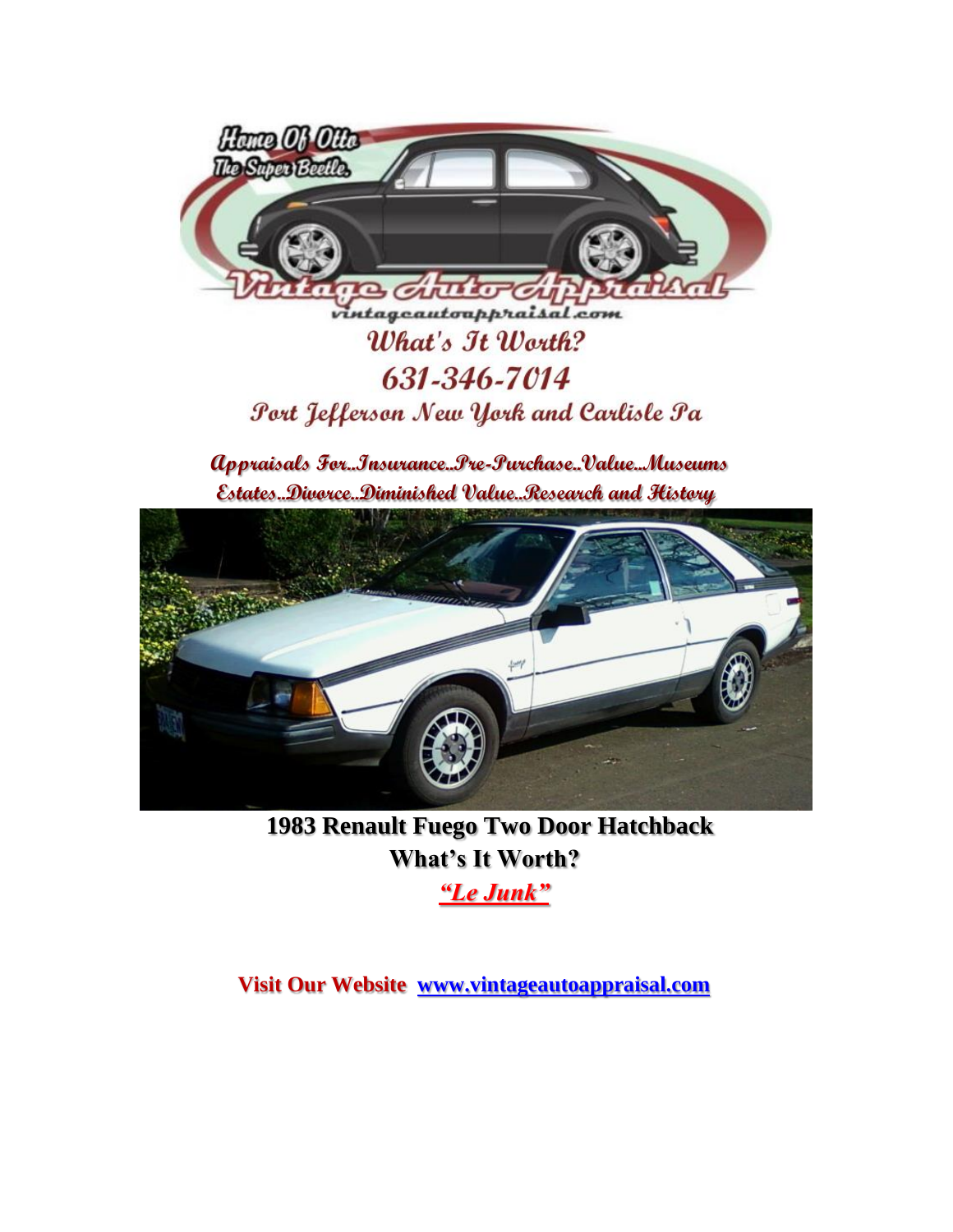Home Of Otto
The Super Beetle.

Vintage Auto Appraisal

vintageautoappraisal.com

What's It Worth?

631-346-7014

Port Jefferson New York and Carlisle Pa

**Appraisals For..Insurance..Pre-Purchase..Value...Museums**
**Estates..Divorce..Diminished Value..Research and History**

**1983 Renault Fuego Two Door Hatchback**
**What's It Worth?**
***"Le Junk"***

**Visit Our Website www.vintageautoappraisal.com**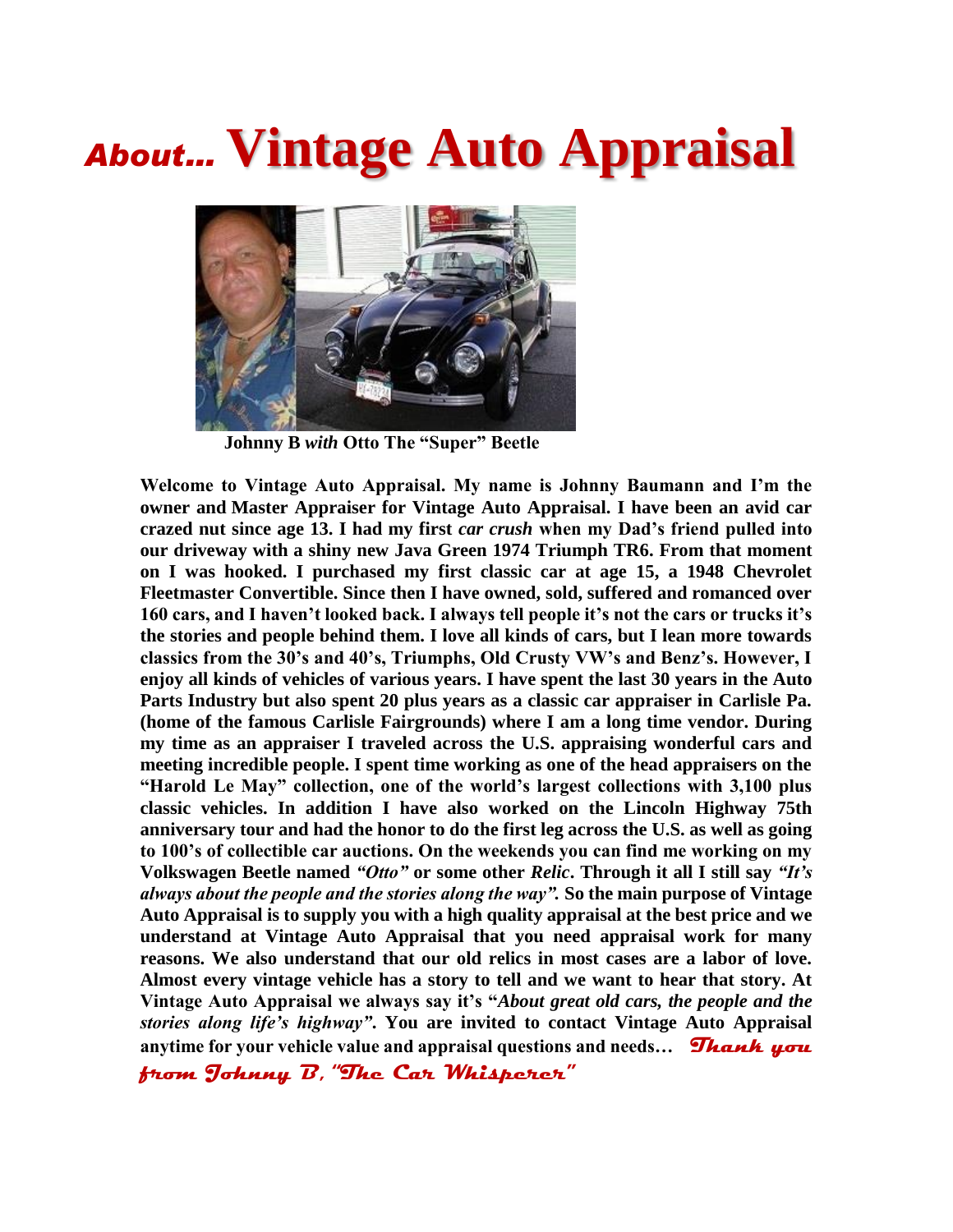# *About…* Vintage Auto Appraisal

**Johnny B *with* Otto The "Super" Beetle**

**Welcome to Vintage Auto Appraisal. My name is Johnny Baumann and I'm the owner and Master Appraiser for Vintage Auto Appraisal. I have been an avid car crazed nut since age 13. I had my first *car crush* when my Dad's friend pulled into our driveway with a shiny new Java Green 1974 Triumph TR6. From that moment on I was hooked. I purchased my first classic car at age 15, a 1948 Chevrolet Fleetmaster Convertible. Since then I have owned, sold, suffered and romanced over 160 cars, and I haven't looked back. I always tell people it's not the cars or trucks it's the stories and people behind them. I love all kinds of cars, but I lean more towards classics from the 30's and 40's, Triumphs, Old Crusty VW's and Benz's. However, I enjoy all kinds of vehicles of various years. I have spent the last 30 years in the Auto Parts Industry but also spent 20 plus years as a classic car appraiser in Carlisle Pa. (home of the famous Carlisle Fairgrounds) where I am a long time vendor. During my time as an appraiser I traveled across the U.S. appraising wonderful cars and meeting incredible people. I spent time working as one of the head appraisers on the "Harold Le May" collection, one of the world's largest collections with 3,100 plus classic vehicles. In addition I have also worked on the Lincoln Highway 75th anniversary tour and had the honor to do the first leg across the U.S. as well as going to 100's of collectible car auctions. On the weekends you can find me working on my Volkswagen Beetle named *"Otto"* or some other *Relic*. Through it all I still say *"It's always about the people and the stories along the way".* So the main purpose of Vintage Auto Appraisal is to supply you with a high quality appraisal at the best price and we understand at Vintage Auto Appraisal that you need appraisal work for many reasons. We also understand that our old relics in most cases are a labor of love. Almost every vintage vehicle has a story to tell and we want to hear that story. At Vintage Auto Appraisal we always say it's "*About great old cars, the people and the stories along life's highway"*. You are invited to contact Vintage Auto Appraisal anytime for your vehicle value and appraisal questions and needs…** ***Thank you from Johnny B, "The Car Whisperer"***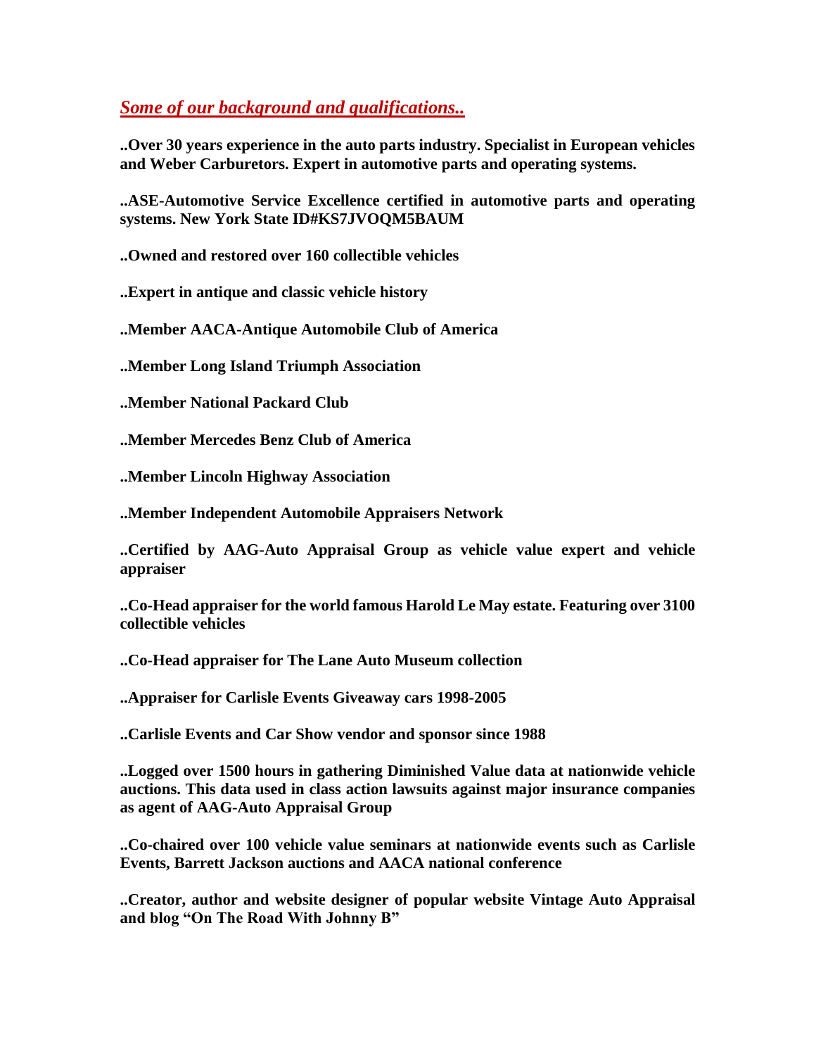***Some of our background and qualifications..***

**..Over 30 years experience in the auto parts industry. Specialist in European vehicles and Weber Carburetors. Expert in automotive parts and operating systems.**

**..ASE-Automotive Service Excellence certified in automotive parts and operating systems. New York State ID#KS7JVOQM5BAUM**

**..Owned and restored over 160 collectible vehicles**

**..Expert in antique and classic vehicle history**

**..Member AACA-Antique Automobile Club of America**

**..Member Long Island Triumph Association**

**..Member National Packard Club**

**..Member Mercedes Benz Club of America**

**..Member Lincoln Highway Association**

**..Member Independent Automobile Appraisers Network**

**..Certified by AAG-Auto Appraisal Group as vehicle value expert and vehicle appraiser**

**..Co-Head appraiser for the world famous Harold Le May estate. Featuring over 3100 collectible vehicles**

**..Co-Head appraiser for The Lane Auto Museum collection**

**..Appraiser for Carlisle Events Giveaway cars 1998-2005**

**..Carlisle Events and Car Show vendor and sponsor since 1988**

**..Logged over 1500 hours in gathering Diminished Value data at nationwide vehicle auctions. This data used in class action lawsuits against major insurance companies as agent of AAG-Auto Appraisal Group**

**..Co-chaired over 100 vehicle value seminars at nationwide events such as Carlisle Events, Barrett Jackson auctions and AACA national conference**

**..Creator, author and website designer of popular website Vintage Auto Appraisal and blog "On The Road With Johnny B"**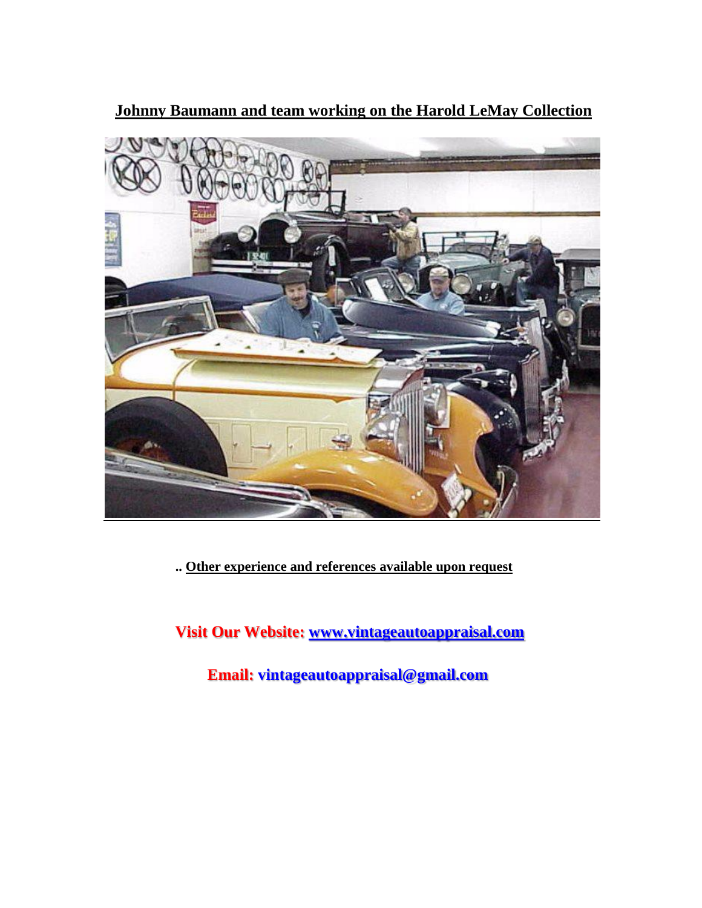**Johnny Baumann and team working on the Harold LeMay Collection**

.. **Other experience and references available upon request**

**Visit Our Website: www.vintageautoappraisal.com**

**Email: vintageautoappraisal@gmail.com**